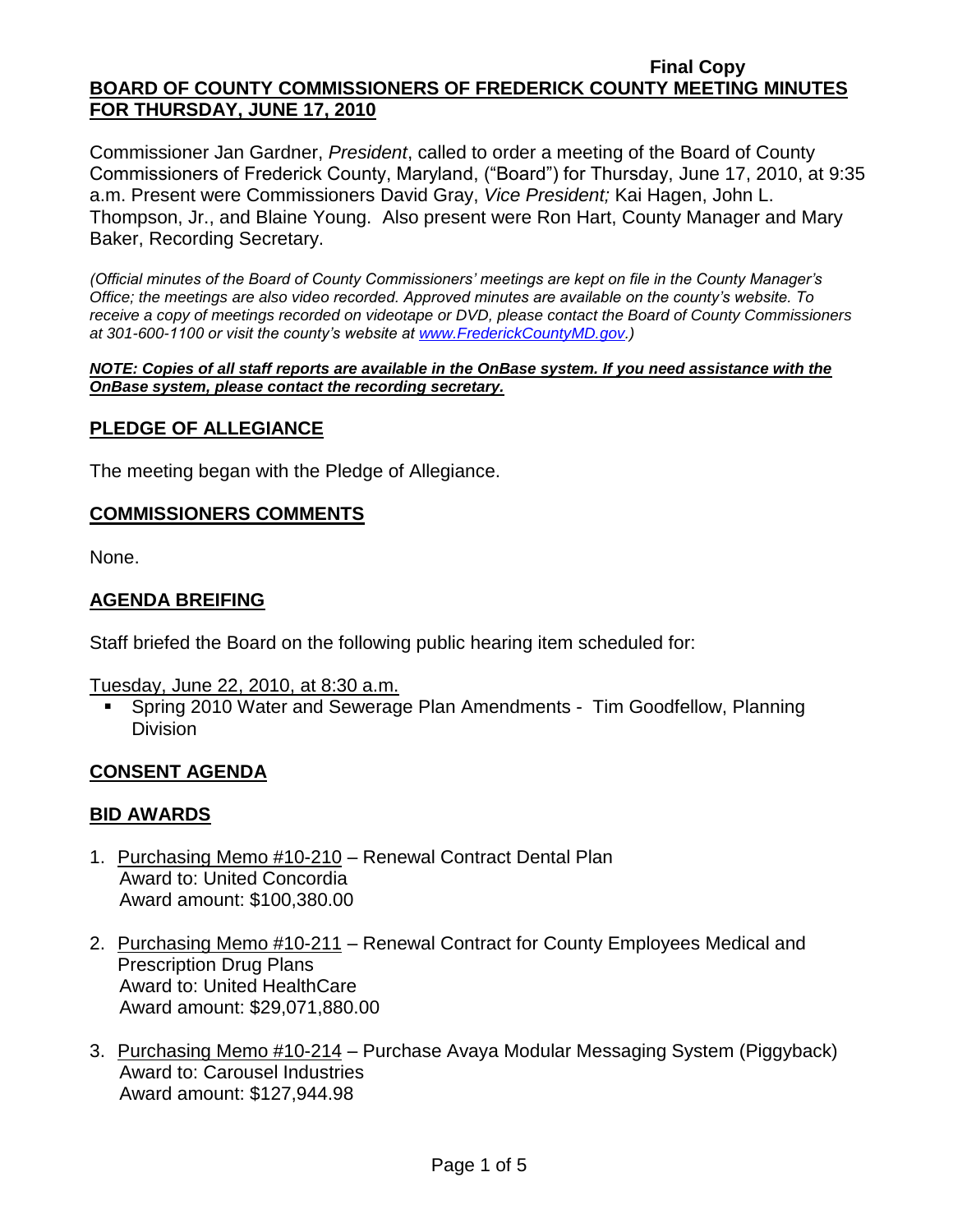**Final Copy**

**BOARD OF COUNTY COMMISSIONERS OF FREDERICK COUNTY MEETING MINUTES FOR THURSDAY, JUNE 17, 2010**

Commissioner Jan Gardner, *President*, called to order a meeting of the Board of County Commissioners of Frederick County, Maryland, ("Board") for Thursday, June 17, 2010, at 9:35 a.m. Present were Commissioners David Gray, *Vice President;* Kai Hagen, John L. Thompson, Jr., and Blaine Young. Also present were Ron Hart, County Manager and Mary Baker, Recording Secretary.

*(Official minutes of the Board of County Commissioners' meetings are kept on file in the County Manager's Office; the meetings are also video recorded. Approved minutes are available on the county's website. To receive a copy of meetings recorded on videotape or DVD, please contact the Board of County Commissioners at 301-600-1100 or visit the county's website at www.FrederickCountyMD.gov.)*

***NOTE: Copies of all staff reports are available in the OnBase system. If you need assistance with the OnBase system, please contact the recording secretary.***

## PLEDGE OF ALLEGIANCE

The meeting began with the Pledge of Allegiance.

## COMMISSIONERS COMMENTS

None.

## AGENDA BREIFING

Staff briefed the Board on the following public hearing item scheduled for:

Tuesday, June 22, 2010, at 8:30 a.m.

- Spring 2010 Water and Sewerage Plan Amendments - Tim Goodfellow, Planning Division

## CONSENT AGENDA

## BID AWARDS

1. Purchasing Memo #10-210 – Renewal Contract Dental Plan
   Award to: United Concordia
   Award amount: $100,380.00
2. Purchasing Memo #10-211 – Renewal Contract for County Employees Medical and Prescription Drug Plans
   Award to: United HealthCare
   Award amount: $29,071,880.00
3. Purchasing Memo #10-214 – Purchase Avaya Modular Messaging System (Piggyback)
   Award to: Carousel Industries
   Award amount: $127,944.98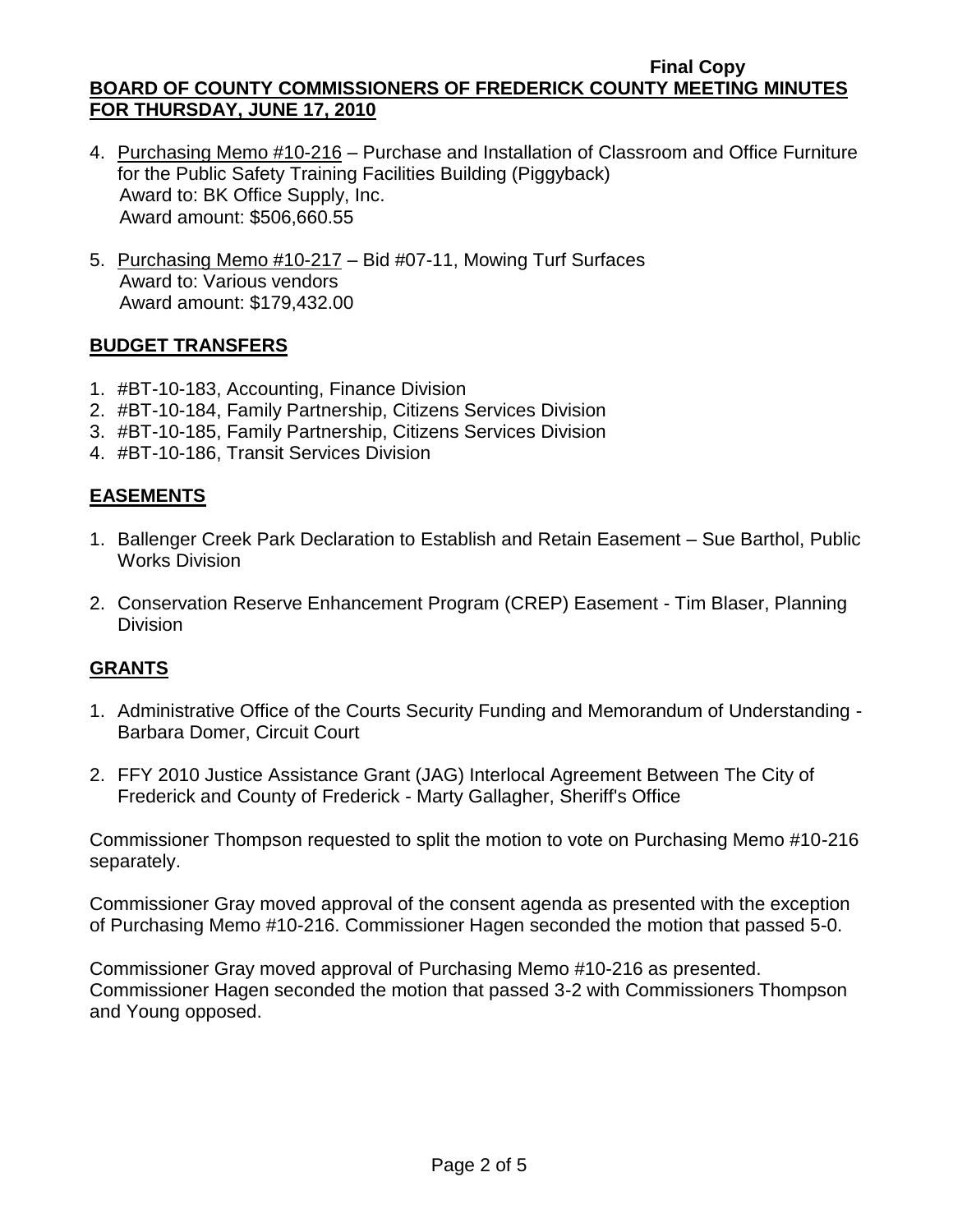4. Purchasing Memo #10-216 – Purchase and Installation of Classroom and Office Furniture for the Public Safety Training Facilities Building (Piggyback)
   Award to: BK Office Supply, Inc.
   Award amount: $506,660.55

5. Purchasing Memo #10-217 – Bid #07-11, Mowing Turf Surfaces
   Award to: Various vendors
   Award amount: $179,432.00

## BUDGET TRANSFERS

1. #BT-10-183, Accounting, Finance Division
2. #BT-10-184, Family Partnership, Citizens Services Division
3. #BT-10-185, Family Partnership, Citizens Services Division
4. #BT-10-186, Transit Services Division

## EASEMENTS

1. Ballenger Creek Park Declaration to Establish and Retain Easement – Sue Barthol, Public Works Division

2. Conservation Reserve Enhancement Program (CREP) Easement - Tim Blaser, Planning Division

## GRANTS

1. Administrative Office of the Courts Security Funding and Memorandum of Understanding - Barbara Domer, Circuit Court

2. FFY 2010 Justice Assistance Grant (JAG) Interlocal Agreement Between The City of Frederick and County of Frederick - Marty Gallagher, Sheriff's Office

Commissioner Thompson requested to split the motion to vote on Purchasing Memo #10-216 separately.

Commissioner Gray moved approval of the consent agenda as presented with the exception of Purchasing Memo #10-216. Commissioner Hagen seconded the motion that passed 5-0.

Commissioner Gray moved approval of Purchasing Memo #10-216 as presented. Commissioner Hagen seconded the motion that passed 3-2 with Commissioners Thompson and Young opposed.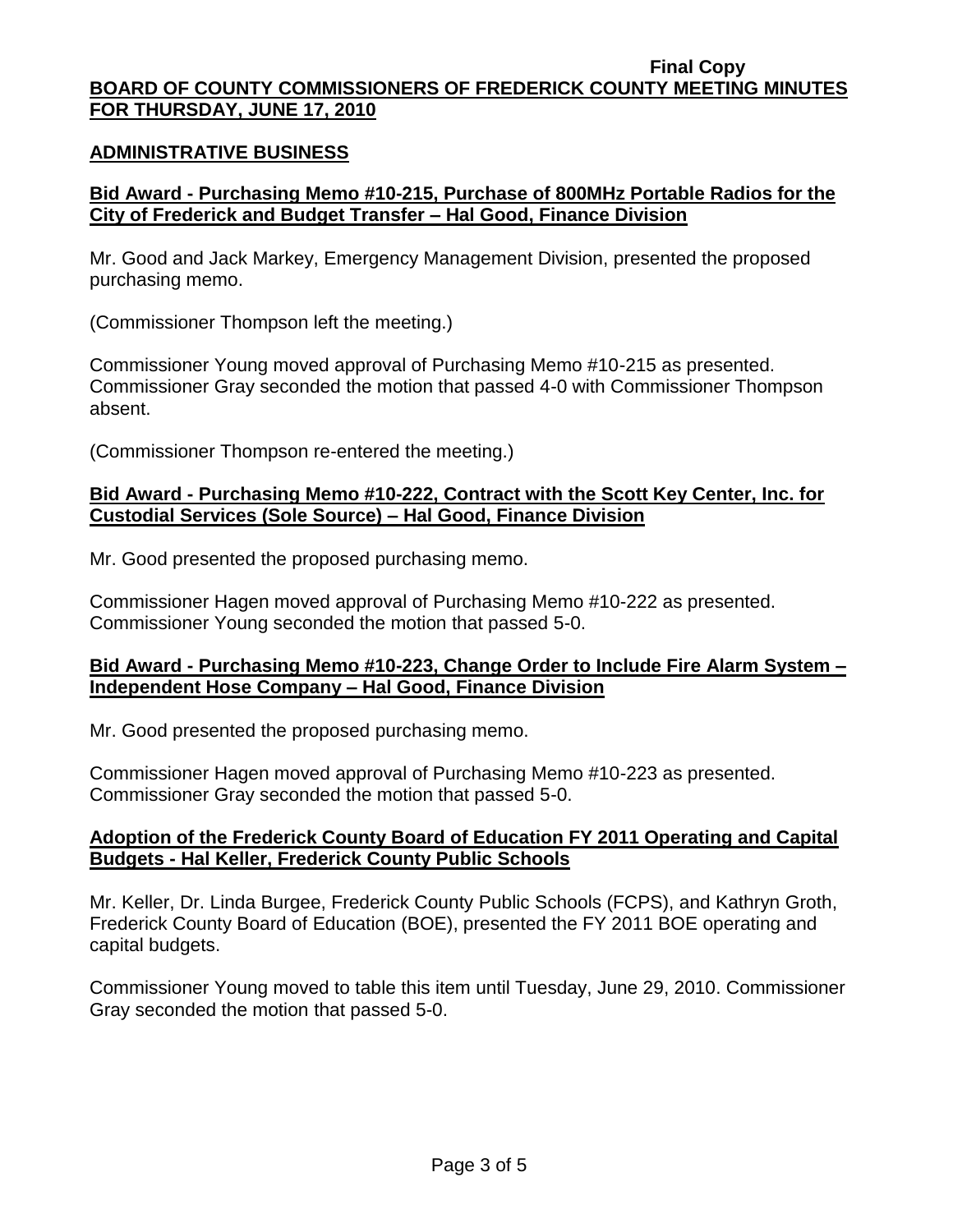**Final Copy**

**BOARD OF COUNTY COMMISSIONERS OF FREDERICK COUNTY MEETING MINUTES FOR THURSDAY, JUNE 17, 2010**

## ADMINISTRATIVE BUSINESS

### Bid Award - Purchasing Memo #10-215, Purchase of 800MHz Portable Radios for the City of Frederick and Budget Transfer – Hal Good, Finance Division

Mr. Good and Jack Markey, Emergency Management Division, presented the proposed purchasing memo.

(Commissioner Thompson left the meeting.)

Commissioner Young moved approval of Purchasing Memo #10-215 as presented. Commissioner Gray seconded the motion that passed 4-0 with Commissioner Thompson absent.

(Commissioner Thompson re-entered the meeting.)

### Bid Award - Purchasing Memo #10-222, Contract with the Scott Key Center, Inc. for Custodial Services (Sole Source) – Hal Good, Finance Division

Mr. Good presented the proposed purchasing memo.

Commissioner Hagen moved approval of Purchasing Memo #10-222 as presented. Commissioner Young seconded the motion that passed 5-0.

### Bid Award - Purchasing Memo #10-223, Change Order to Include Fire Alarm System – Independent Hose Company – Hal Good, Finance Division

Mr. Good presented the proposed purchasing memo.

Commissioner Hagen moved approval of Purchasing Memo #10-223 as presented. Commissioner Gray seconded the motion that passed 5-0.

### Adoption of the Frederick County Board of Education FY 2011 Operating and Capital Budgets - Hal Keller, Frederick County Public Schools

Mr. Keller, Dr. Linda Burgee, Frederick County Public Schools (FCPS), and Kathryn Groth, Frederick County Board of Education (BOE), presented the FY 2011 BOE operating and capital budgets.

Commissioner Young moved to table this item until Tuesday, June 29, 2010. Commissioner Gray seconded the motion that passed 5-0.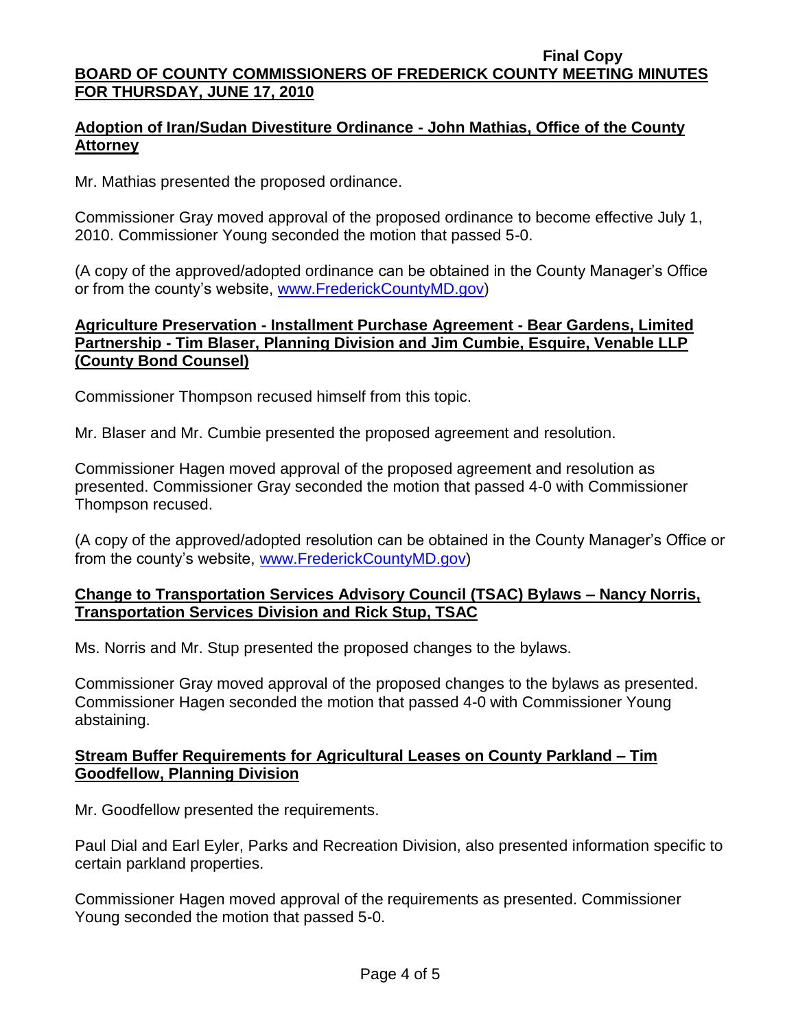**Adoption of Iran/Sudan Divestiture Ordinance - John Mathias, Office of the County Attorney**

Mr. Mathias presented the proposed ordinance.

Commissioner Gray moved approval of the proposed ordinance to become effective July 1, 2010. Commissioner Young seconded the motion that passed 5-0.

(A copy of the approved/adopted ordinance can be obtained in the County Manager's Office or from the county's website, www.FrederickCountyMD.gov)

**Agriculture Preservation - Installment Purchase Agreement - Bear Gardens, Limited Partnership - Tim Blaser, Planning Division and Jim Cumbie, Esquire, Venable LLP (County Bond Counsel)**

Commissioner Thompson recused himself from this topic.

Mr. Blaser and Mr. Cumbie presented the proposed agreement and resolution.

Commissioner Hagen moved approval of the proposed agreement and resolution as presented. Commissioner Gray seconded the motion that passed 4-0 with Commissioner Thompson recused.

(A copy of the approved/adopted resolution can be obtained in the County Manager's Office or from the county's website, www.FrederickCountyMD.gov)

**Change to Transportation Services Advisory Council (TSAC) Bylaws – Nancy Norris, Transportation Services Division and Rick Stup, TSAC**

Ms. Norris and Mr. Stup presented the proposed changes to the bylaws.

Commissioner Gray moved approval of the proposed changes to the bylaws as presented. Commissioner Hagen seconded the motion that passed 4-0 with Commissioner Young abstaining.

**Stream Buffer Requirements for Agricultural Leases on County Parkland – Tim Goodfellow, Planning Division**

Mr. Goodfellow presented the requirements.

Paul Dial and Earl Eyler, Parks and Recreation Division, also presented information specific to certain parkland properties.

Commissioner Hagen moved approval of the requirements as presented. Commissioner Young seconded the motion that passed 5-0.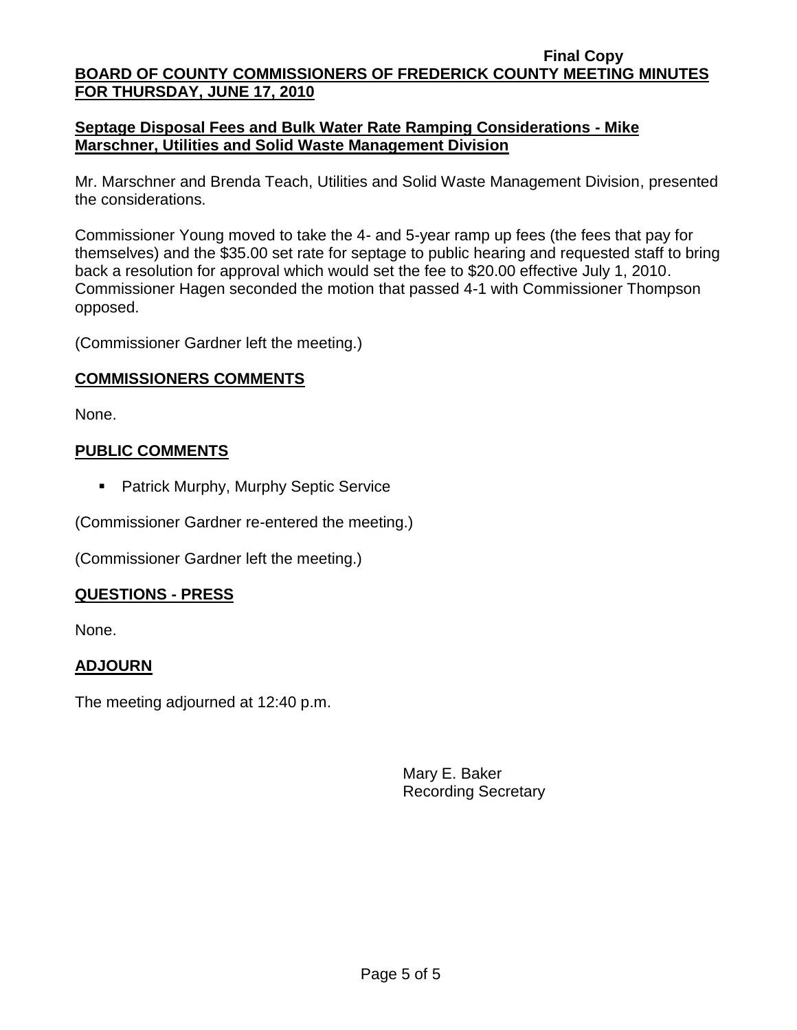**Final Copy**

**BOARD OF COUNTY COMMISSIONERS OF FREDERICK COUNTY MEETING MINUTES FOR THURSDAY, JUNE 17, 2010**

**Septage Disposal Fees and Bulk Water Rate Ramping Considerations - Mike Marschner, Utilities and Solid Waste Management Division**

Mr. Marschner and Brenda Teach, Utilities and Solid Waste Management Division, presented the considerations.

Commissioner Young moved to take the 4- and 5-year ramp up fees (the fees that pay for themselves) and the $35.00 set rate for septage to public hearing and requested staff to bring back a resolution for approval which would set the fee to $20.00 effective July 1, 2010. Commissioner Hagen seconded the motion that passed 4-1 with Commissioner Thompson opposed.

(Commissioner Gardner left the meeting.)

## COMMISSIONERS COMMENTS

None.

## PUBLIC COMMENTS

- Patrick Murphy, Murphy Septic Service

(Commissioner Gardner re-entered the meeting.)

(Commissioner Gardner left the meeting.)

## QUESTIONS - PRESS

None.

## ADJOURN

The meeting adjourned at 12:40 p.m.

Mary E. Baker
Recording Secretary